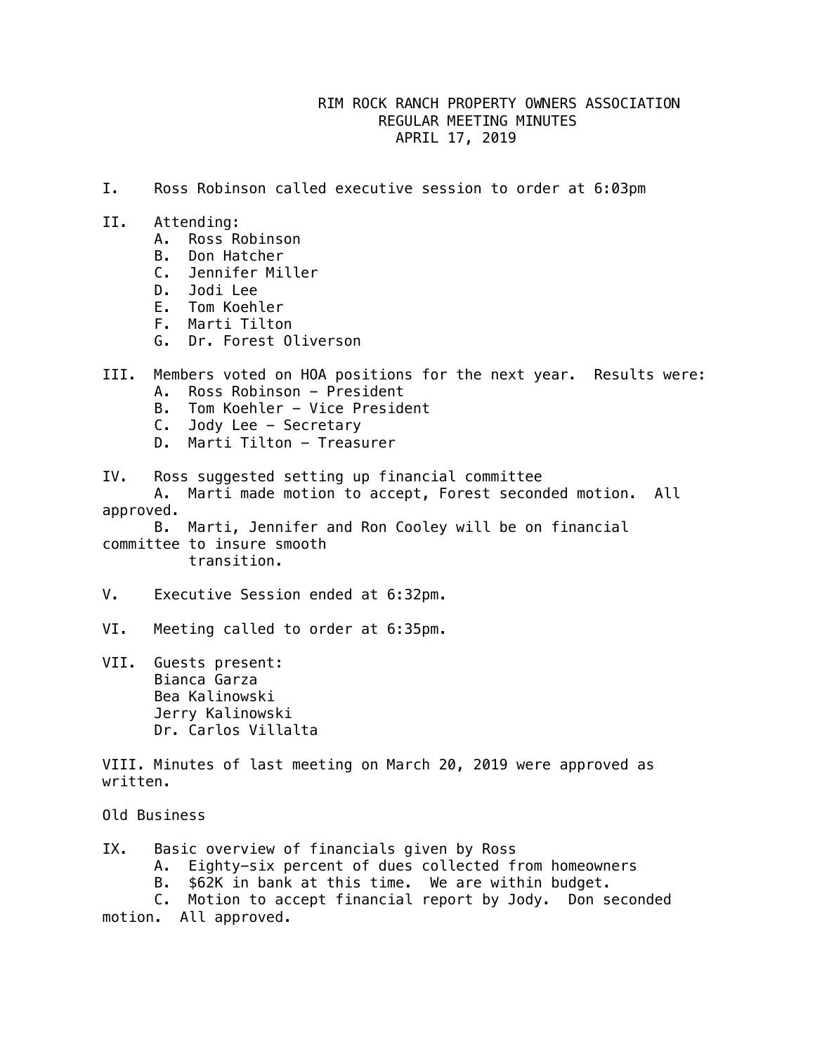# RIM ROCK RANCH PROPERTY OWNERS ASSOCIATION
## REGULAR MEETING MINUTES
### APRIL 17, 2019

I. Ross Robinson called executive session to order at 6:03pm

II. Attending:
   A. Ross Robinson
   B. Don Hatcher
   C. Jennifer Miller
   D. Jodi Lee
   E. Tom Koehler
   F. Marti Tilton
   G. Dr. Forest Oliverson

III. Members voted on HOA positions for the next year. Results were:
   A. Ross Robinson – President
   B. Tom Koehler – Vice President
   C. Jody Lee – Secretary
   D. Marti Tilton – Treasurer

IV. Ross suggested setting up financial committee
   A. Marti made motion to accept, Forest seconded motion. All approved.
   B. Marti, Jennifer and Ron Cooley will be on financial committee to insure smooth transition.

V. Executive Session ended at 6:32pm.

VI. Meeting called to order at 6:35pm.

VII. Guests present:
   Bianca Garza
   Bea Kalinowski
   Jerry Kalinowski
   Dr. Carlos Villalta

VIII. Minutes of last meeting on March 20, 2019 were approved as written.

Old Business

IX. Basic overview of financials given by Ross
   A. Eighty-six percent of dues collected from homeowners
   B. $62K in bank at this time. We are within budget.
   C. Motion to accept financial report by Jody. Don seconded motion. All approved.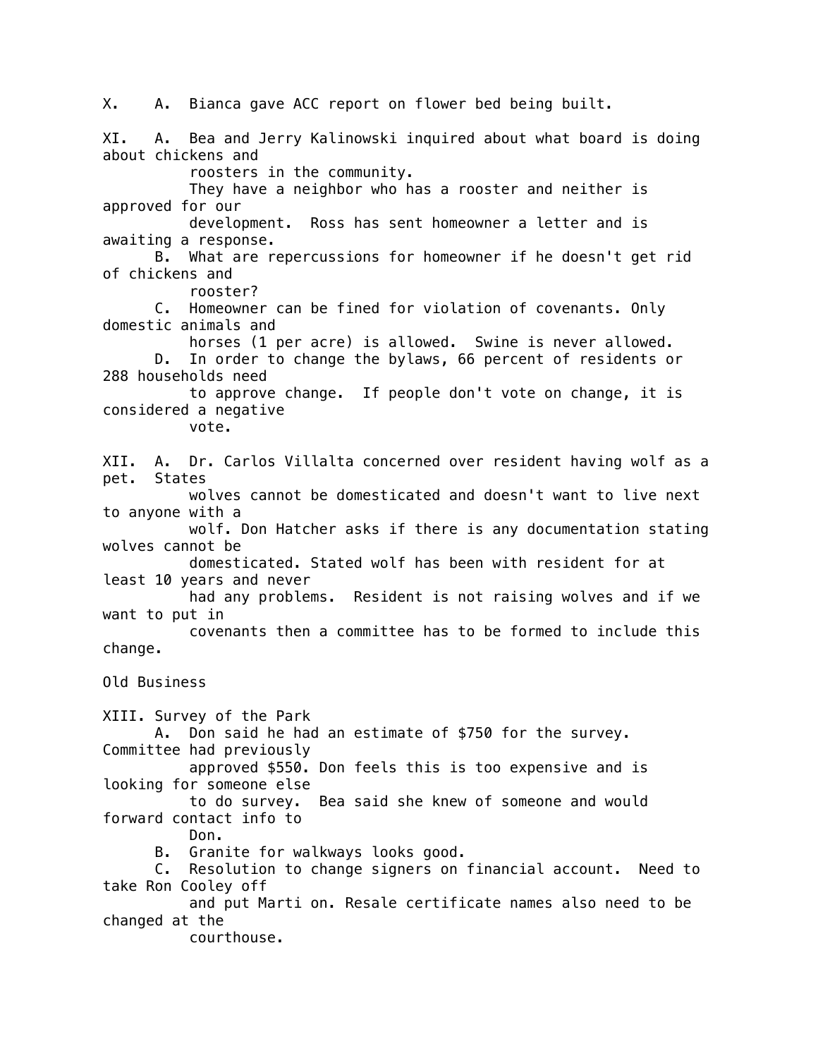X. A. Bianca gave ACC report on flower bed being built.

XI. A. Bea and Jerry Kalinowski inquired about what board is doing about chickens and roosters in the community.
They have a neighbor who has a rooster and neither is approved for our development. Ross has sent homeowner a letter and is awaiting a response.
B. What are repercussions for homeowner if he doesn't get rid of chickens and rooster?
C. Homeowner can be fined for violation of covenants. Only domestic animals and horses (1 per acre) is allowed. Swine is never allowed.
D. In order to change the bylaws, 66 percent of residents or 288 households need to approve change. If people don't vote on change, it is considered a negative vote.

XII. A. Dr. Carlos Villalta concerned over resident having wolf as a pet. States wolves cannot be domesticated and doesn't want to live next to anyone with a wolf. Don Hatcher asks if there is any documentation stating wolves cannot be domesticated. Stated wolf has been with resident for at least 10 years and never had any problems. Resident is not raising wolves and if we want to put in covenants then a committee has to be formed to include this change.

Old Business

XIII. Survey of the Park
A. Don said he had an estimate of $750 for the survey. Committee had previously approved $550. Don feels this is too expensive and is looking for someone else to do survey. Bea said she knew of someone and would forward contact info to Don.
B. Granite for walkways looks good.
C. Resolution to change signers on financial account. Need to take Ron Cooley off and put Marti on. Resale certificate names also need to be changed at the courthouse.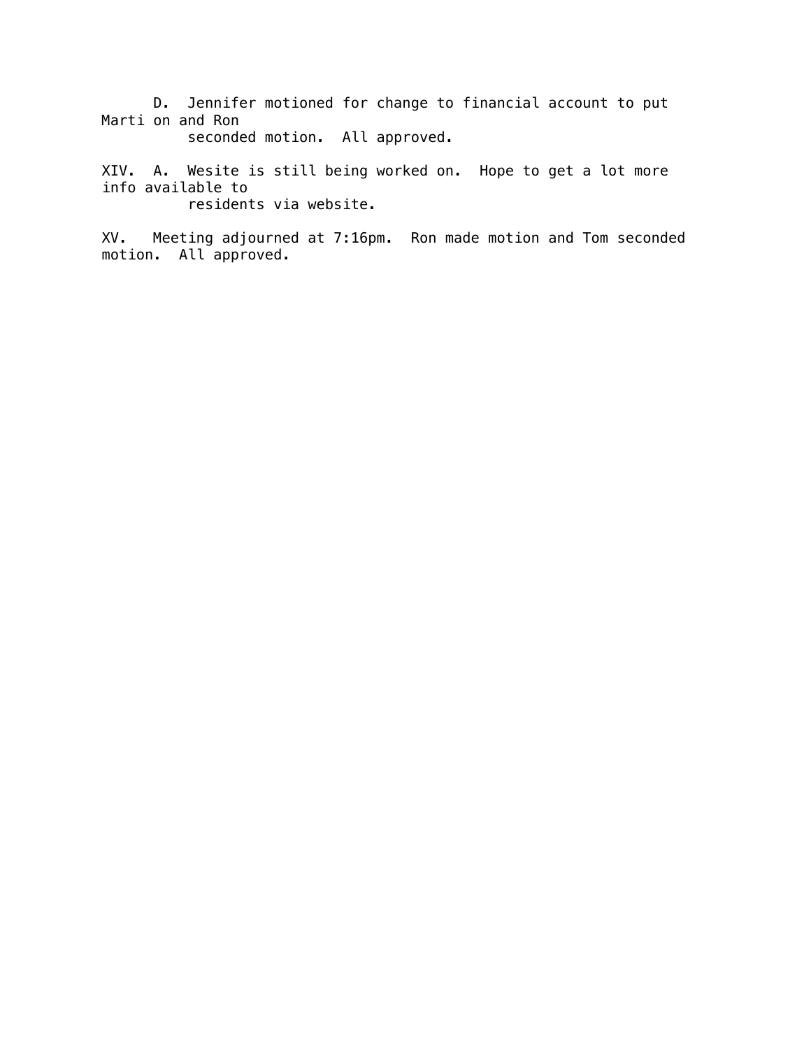D. Jennifer motioned for change to financial account to put Marti on and Ron seconded motion. All approved.

XIV. A. Wesite is still being worked on. Hope to get a lot more info available to residents via website.

XV. Meeting adjourned at 7:16pm. Ron made motion and Tom seconded motion. All approved.